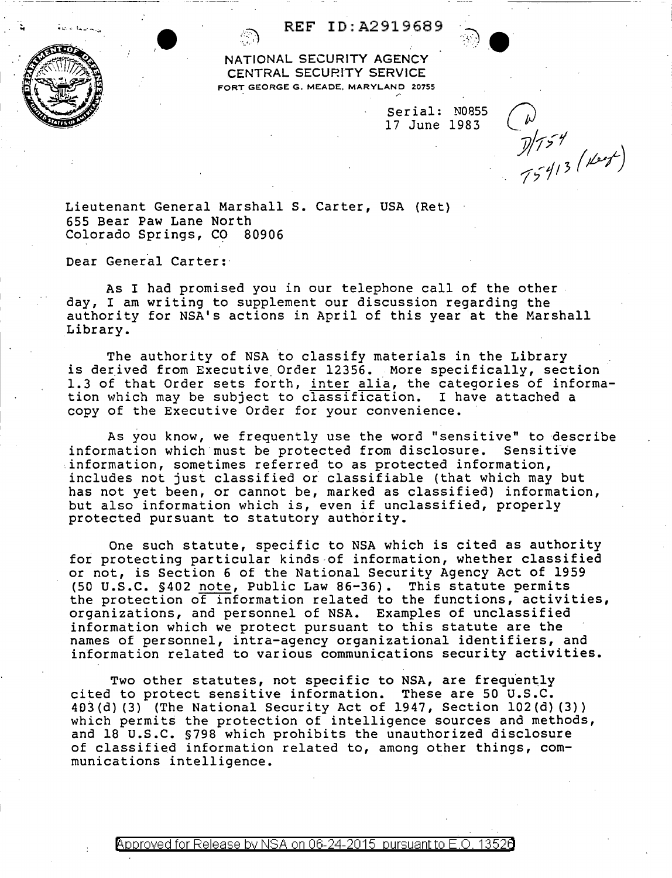REF ID:A2919689

NATIONAL SECURITY AGENCY
CENTRAL SECURITY SERVICE
FORT GEORGE G. MEADE, MARYLAND 20755

Serial: N0855
17 June 1983

D/T54
T5413 (Kept)

Lieutenant General Marshall S. Carter, USA (Ret)
655 Bear Paw Lane North
Colorado Springs, CO 80906

Dear General Carter:

As I had promised you in our telephone call of the other day, I am writing to supplement our discussion regarding the authority for NSA's actions in April of this year at the Marshall Library.

The authority of NSA to classify materials in the Library is derived from Executive Order 12356. More specifically, section 1.3 of that Order sets forth, _inter alia_, the categories of information which may be subject to classification. I have attached a copy of the Executive Order for your convenience.

As you know, we frequently use the word "sensitive" to describe information which must be protected from disclosure. Sensitive information, sometimes referred to as protected information, includes not just classified or classifiable (that which may but has not yet been, or cannot be, marked as classified) information, but also information which is, even if unclassified, properly protected pursuant to statutory authority.

One such statute, specific to NSA which is cited as authority for protecting particular kinds of information, whether classified or not, is Section 6 of the National Security Agency Act of 1959 (50 U.S.C. §402 _note_, Public Law 86-36). This statute permits the protection of information related to the functions, activities, organizations, and personnel of NSA. Examples of unclassified information which we protect pursuant to this statute are the names of personnel, intra-agency organizational identifiers, and information related to various communications security activities.

Two other statutes, not specific to NSA, are frequently cited to protect sensitive information. These are 50 U.S.C. 403(d)(3) (The National Security Act of 1947, Section 102(d)(3)) which permits the protection of intelligence sources and methods, and 18 U.S.C. §798 which prohibits the unauthorized disclosure of classified information related to, among other things, communications intelligence.

Approved for Release by NSA on 06-24-2015 pursuant to E.O. 13526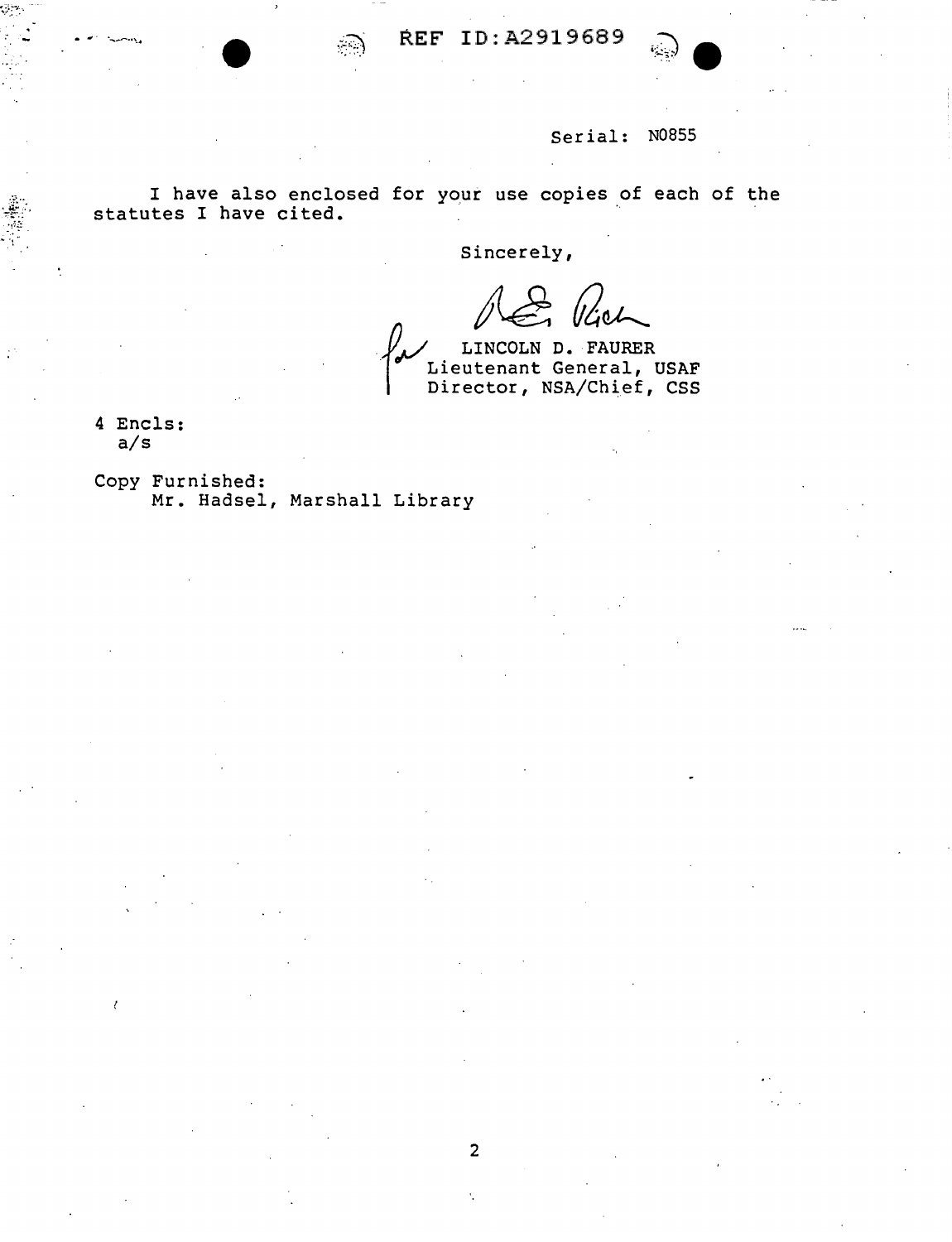Serial: N0855

I have also enclosed for your use copies of each of the statutes I have cited.

Sincerely,

for LINCOLN D. FAURER
Lieutenant General, USAF
Director, NSA/Chief, CSS

4 Encls:
a/s

Copy Furnished:
Mr. Hadsel, Marshall Library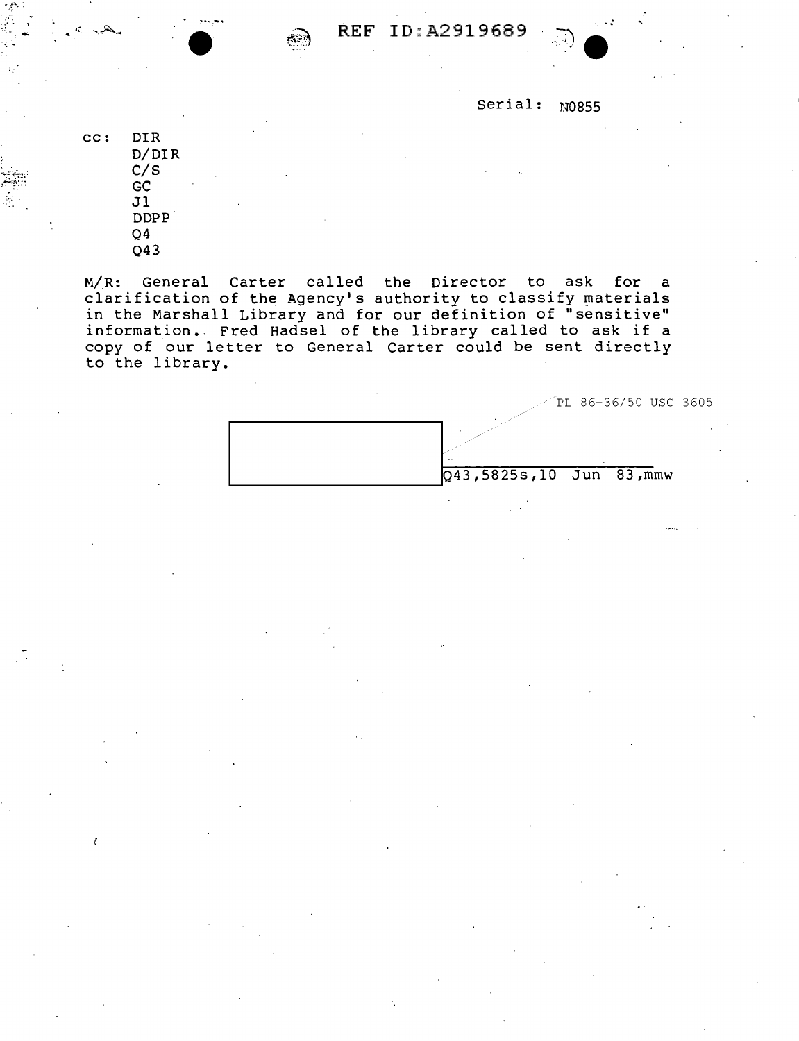REF ID:A2919689

Serial: N0855

cc: DIR
D/DIR
C/S
GC
J1
DDPP
Q4
Q43

M/R: General Carter called the Director to ask for a clarification of the Agency's authority to classify materials in the Marshall Library and for our definition of "sensitive" information. Fred Hadsel of the library called to ask if a copy of our letter to General Carter could be sent directly to the library.

PL 86-36/50 USC 3605

Q43,5825s,10 Jun 83,mmw